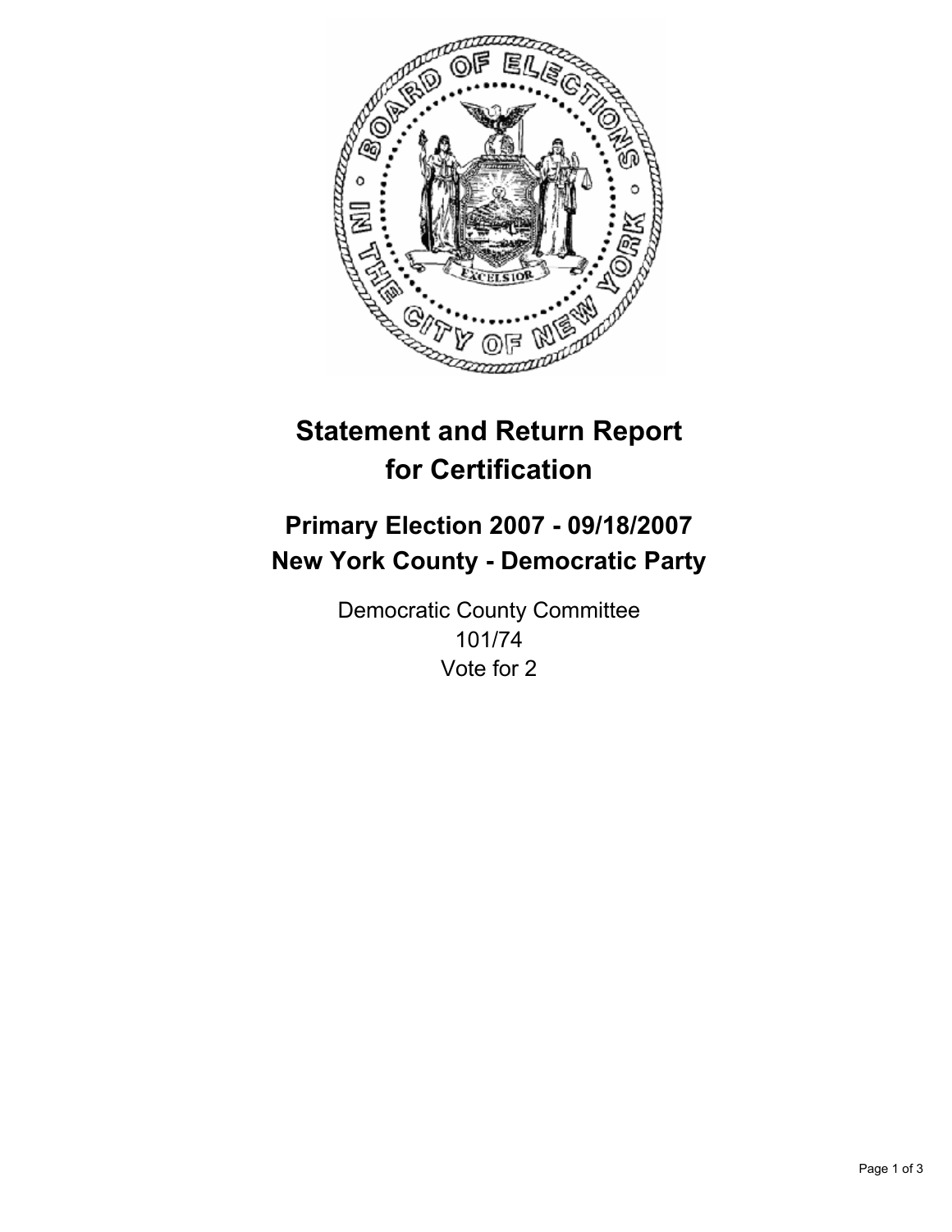# Statement and Return Report for Certification

## Primary Election 2007 - 09/18/2007
## New York County - Democratic Party

Democratic County Committee
101/74
Vote for 2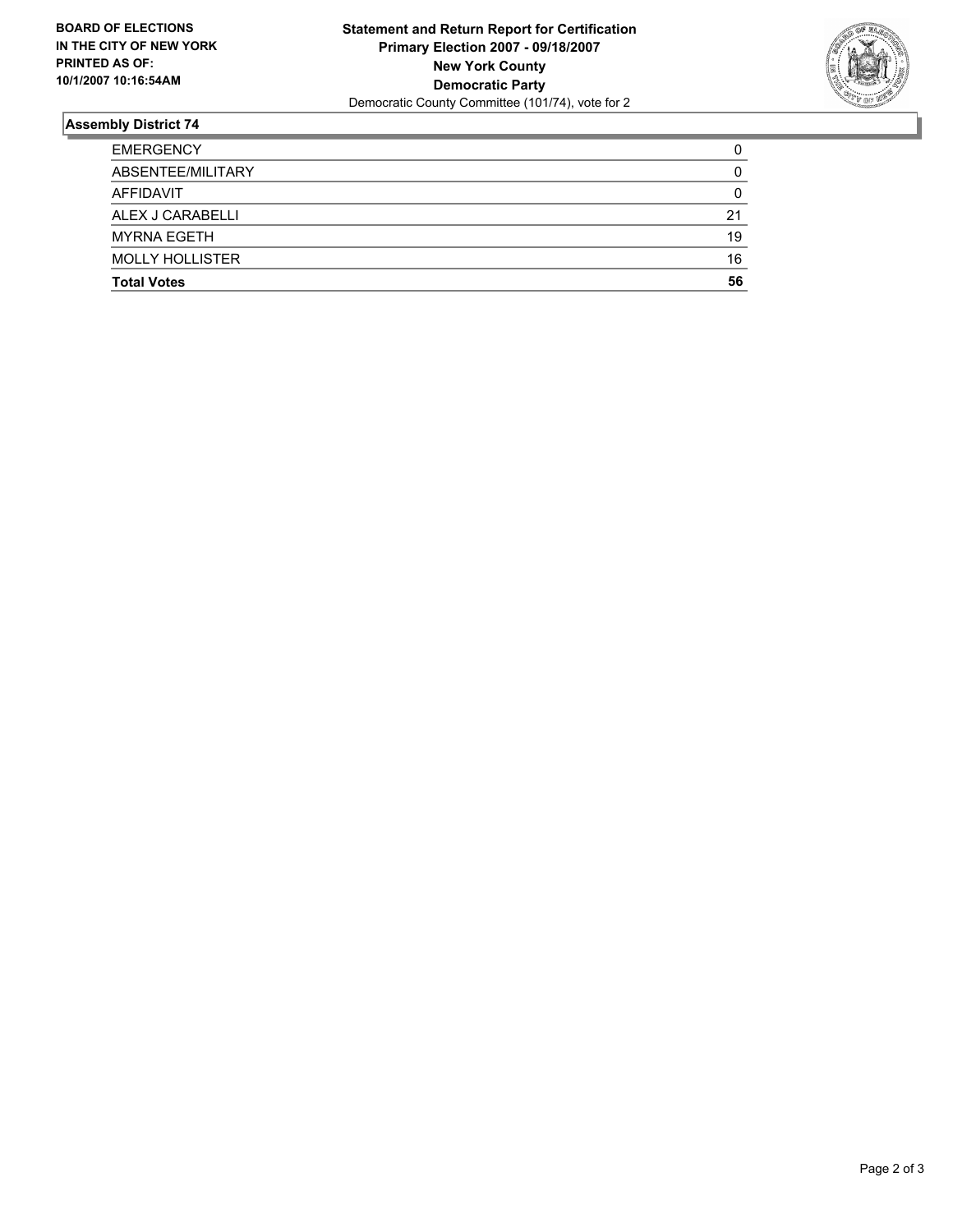**BOARD OF ELECTIONS IN THE CITY OF NEW YORK PRINTED AS OF: 10/1/2007 10:16:54AM**

**Statement and Return Report for Certification**
**Primary Election 2007 - 09/18/2007**
**New York County**
**Democratic Party**
Democratic County Committee (101/74), vote for 2

## Assembly District 74

| | |
|---|---|
| EMERGENCY | 0 |
| ABSENTEE/MILITARY | 0 |
| AFFIDAVIT | 0 |
| ALEX J CARABELLI | 21 |
| MYRNA EGETH | 19 |
| MOLLY HOLLISTER | 16 |
| **Total Votes** | **56** |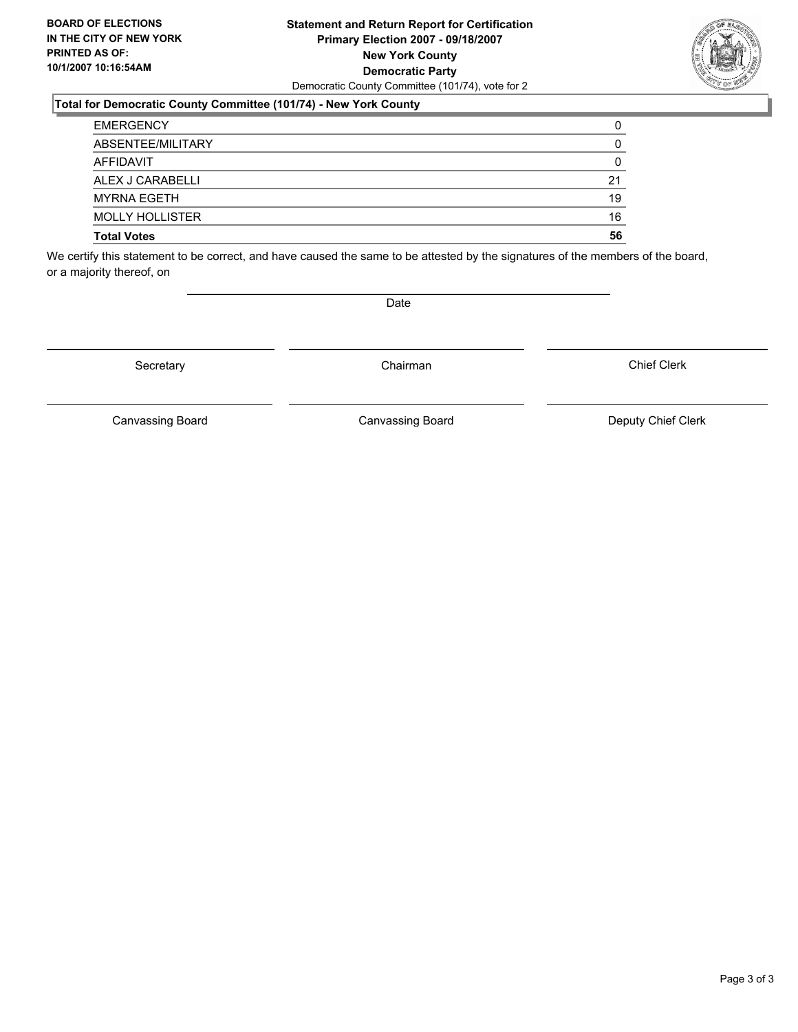**BOARD OF ELECTIONS IN THE CITY OF NEW YORK PRINTED AS OF: 10/1/2007 10:16:54AM**

**Statement and Return Report for Certification**
**Primary Election 2007 - 09/18/2007**
**New York County**
**Democratic Party**
Democratic County Committee (101/74), vote for 2

### Total for Democratic County Committee (101/74) - New York County

| | |
|---|---|
| EMERGENCY | 0 |
| ABSENTEE/MILITARY | 0 |
| AFFIDAVIT | 0 |
| ALEX J CARABELLI | 21 |
| MYRNA EGETH | 19 |
| MOLLY HOLLISTER | 16 |
| **Total Votes** | **56** |

We certify this statement to be correct, and have caused the same to be attested by the signatures of the members of the board, or a majority thereof, on

Date

Secretary

Chairman

Chief Clerk

Canvassing Board

Canvassing Board

Deputy Chief Clerk